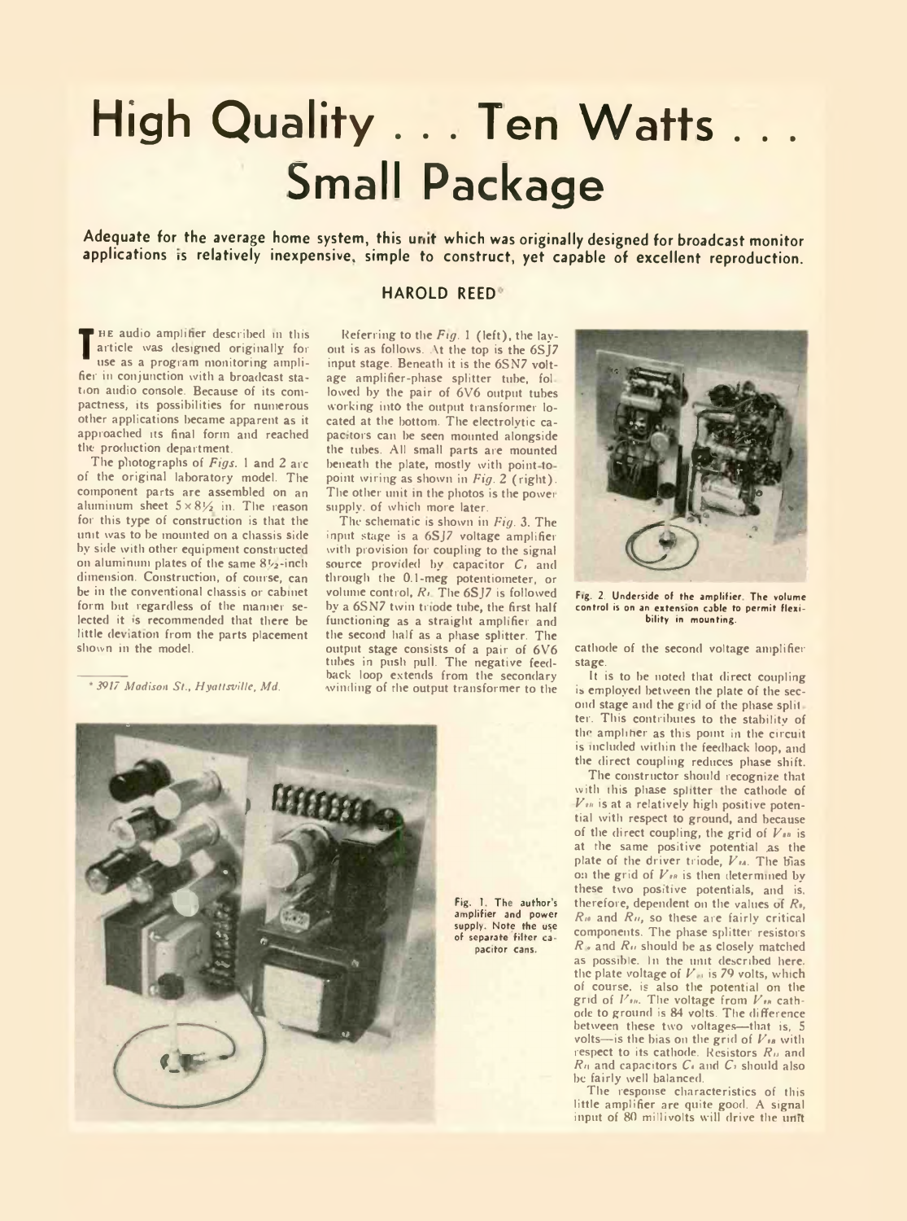# High Quality . . . Ten Watts . . . Small Package

**Adequate for the average home system, this unit which was originally designed for broadcast monitor applications is relatively inexpensive, simple to construct, yet capable of excellent reproduction.**

## HAROLD REED*

The audio amplifier described in this article was designed originally for use as a program monitoring amplifier in conjunction with a broadcast station audio console. Because of its compactness, its possibilities for numerous other applications became apparent as it approached its final form and reached the production department.

The photographs of *Figs.* 1 and 2 are of the original laboratory model. The component parts are assembled on an aluminum sheet 5 × 8½ in. The reason for this type of construction is that the unit was to be mounted on a chassis side by side with other equipment constructed on aluminum plates of the same 8½-inch dimension. Construction, of course, can be in the conventional chassis or cabinet form but regardless of the manner selected it is recommended that there be little deviation from the parts placement shown in the model.

\* *3917 Madison St., Hyattsville, Md.*

Referring to the *Fig.* 1 (left), the layout is as follows. At the top is the 6SJ7 input stage. Beneath it is the 6SN7 voltage amplifier-phase splitter tube, followed by the pair of 6V6 output tubes working into the output transformer located at the bottom. The electrolytic capacitors can be seen mounted alongside the tubes. All small parts are mounted beneath the plate, mostly with point-to-point wiring as shown in *Fig.* 2 (right). The other unit in the photos is the power supply, of which more later.

The schematic is shown in *Fig.* 3. The input stage is a 6SJ7 voltage amplifier with provision for coupling to the signal source provided by capacitor $C_1$ and through the 0.1-meg potentiometer, or volume control, $R_1$. The 6SJ7 is followed by a 6SN7 twin triode tube, the first half functioning as a straight amplifier and the second half as a phase splitter. The output stage consists of a pair of 6V6 tubes in push pull. The negative feedback loop extends from the secondary winding of the output transformer to the cathode of the second voltage amplifier stage.

Fig. 2. Underside of the amplifier. The volume control is on an extension cable to permit flexibility in mounting.

It is to be noted that direct coupling is employed between the plate of the second stage and the grid of the phase splitter. This contributes to the stability of the amplifier as this point in the circuit is included within the feedback loop, and the direct coupling reduces phase shift.

The constructor should recognize that with this phase splitter the cathode of $V_{2B}$ is at a relatively high positive potential with respect to ground, and because of the direct coupling, the grid of $V_{2B}$ is at the same positive potential as the plate of the driver triode, $V_{2A}$. The bias on the grid of $V_{2B}$ is then determined by these two positive potentials, and is, therefore, dependent on the values of $R_8$, $R_{10}$ and $R_{11}$, so these are fairly critical components. The phase splitter resistors $R_{10}$ and $R_{11}$ should be as closely matched as possible. In the unit described here, the plate voltage of $V_{2A}$ is 79 volts, which of course, is also the potential on the grid of $V_{2B}$. The voltage from $V_{2B}$ cathode to ground is 84 volts. The difference between these two voltages—that is, 5 volts—is the bias on the grid of $V_{2B}$ with respect to its cathode. Resistors $R_{11}$ and $R_{11}$ and capacitors $C_6$ and $C_7$ should also be fairly well balanced.

The response characteristics of this little amplifier are quite good. A signal input of 80 millivolts will drive the unit

Fig. 1. The author's amplifier and power supply. Note the use of separate filter capacitor cans.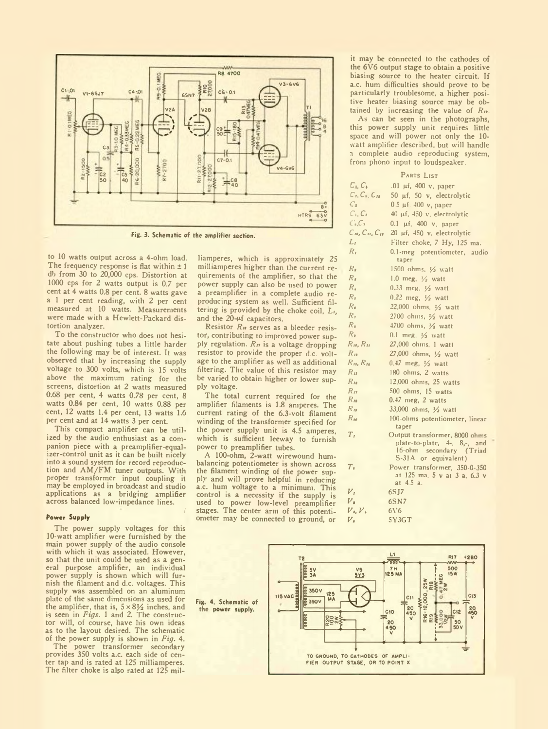Fig. 3. Schematic of the amplifier section.

to 10 watts output across a 4-ohm load. The frequency response is flat within ±1 db from 30 to 20,000 cps. Distortion at 1000 cps for 2 watts output is 0.7 per cent at 4 watts 0.8 per cent. 8 watts gave a 1 per cent reading, with 2 per cent measured at 10 watts. Measurements were made with a Hewlett-Packard distortion analyzer.

To the constructor who does not hesitate about pushing tubes a little harder the following may be of interest. It was observed that by increasing the supply voltage to 300 volts, which is 15 volts above the maximum rating for the screens, distortion at 2 watts measured 0.68 per cent, 4 watts 0.78 per cent, 8 watts 0.84 per cent, 10 watts 0.88 per cent, 12 watts 1.4 per cent, 13 watts 1.6 per cent and at 14 watts 3 per cent.

This compact amplifier can be utilized by the audio enthusiast as a companion piece with a preamplifier-equalizer-control unit as it can be built nicely into a sound system for record reproduction and AM/FM tuner outputs. With proper transformer input coupling it may be employed in broadcast and studio applications as a bridging amplifier across balanced low-impedance lines.

**Power Supply**

The power supply voltages for this 10-watt amplifier were furnished by the main power supply of the audio console with which it was associated. However, so that the unit could be used as a general purpose amplifier, an individual power supply is shown which will furnish the filament and d.c. voltages. This supply was assembled on an aluminum plate of the same dimensions as used for the amplifier, that is, 5 × 8½ inches, and is seen in *Figs.* 1 and 2. The constructor will, of course, have his own ideas as to the layout desired. The schematic of the power supply is shown in *Fig.* 4.

The power transformer secondary provides 350 volts a.c. each side of center tap and is rated at 125 milliamperes. The filter choke is also rated at 125 milliamperes, which is approximately 25 milliamperes higher than the current requirements of the amplifier, so that the power supply can also be used to power a preamplifier in a complete audio reproducing system as well. Sufficient filtering is provided by the choke coil, $L_1$, and the 20-μf capacitors.

Resistor $R_{16}$ serves as a bleeder resistor, contributing to improved power supply regulation. $R_{17}$ is a voltage dropping resistor to provide the proper d.c. voltage to the amplifier as well as additional filtering. The value of this resistor may be varied to obtain higher or lower supply voltage.

The total current required for the amplifier filaments is 1.8 amperes. The current rating of the 6.3-volt filament winding of the transformer specified for the power supply unit is 4.5 amperes, which is sufficient leeway to furnish power to preamplifier tubes.

A 100-ohm, 2-watt wirewound hum-balancing potentiometer is shown across the filament winding of the power supply and will prove helpful in reducing a.c. hum voltage to a minimum. This control is a necessity if the supply is used to power low-level preamplifier stages. The center arm of this potentiometer may be connected to ground, or it may be connected to the cathodes of the 6V6 output stage to obtain a positive biasing source to the heater circuit. If a.c. hum difficulties should prove to be particularly troublesome, a higher positive heater biasing source may be obtained by increasing the value of $R_{19}$.

As can be seen in the photographs, this power supply unit requires little space and will power not only the 10-watt amplifier described, but will handle a complete audio reproducing system, from phono input to loudspeaker.

PARTS LIST

| | |
|---|---|
| $C_1, C_4$ | .01 μf, 400 v, paper |
| $C_2, C_5, C_{12}$ | 50 μf, 50 v, electrolytic |
| $C_3$ | 0.5 μf, 400 v, paper |
| $C_5, C_8$ | 40 μf, 450 v, electrolytic |
| $C_6, C_7$ | 0.1 μf, 400 v, paper |
| $C_{10}, C_{11}, C_{13}$ | 20 μf, 450 v, electrolytic |
| $L_1$ | Filter choke, 7 Hy, 125 ma. |
| $R_1$ | 0.1-meg potentiometer, audio taper |
| $R_2$ | 1500 ohms, ½ watt |
| $R_3$ | 1.0 meg, ½ watt |
| $R_4$ | 0.33 meg, ½ watt |
| $R_5$ | 0.22 meg, ½ watt |
| $R_6$ | 22,000 ohms, ½ watt |
| $R_7$ | 2700 ohms, ½ watt |
| $R_8$ | 4700 ohms, ½ watt |
| $R_9$ | 0.1 meg, ½ watt |
| $R_{10}, R_{11}$ | 27,000 ohms, 1 watt |
| $R_{12}$ | 27,000 ohms, ½ watt |
| $R_{13}, R_{14}$ | 0.47 meg, ½ watt |
| $R_{15}$ | 180 ohms, 2 watts |
| $R_{16}$ | 12,000 ohms, 25 watts |
| $R_{17}$ | 500 ohms, 15 watts |
| $R_{18}$ | 0.47 meg, 2 watts |
| $R_{19}$ | 33,000 ohms, ½ watt |
| $R_{20}$ | 100-ohms potentiometer, linear taper |
| $T_1$ | Output transformer, 8000 ohms plate-to-plate, 4-, 8-, and 16-ohm secondary (Triad S-31A or equivalent) |
| $T_2$ | Power transformer, 350-0-350 at 125 ma, 5 v at 3 a, 6.3 v at 4.5 a. |
| $V_1$ | 6SJ7 |
| $V_2$ | 6SN7 |
| $V_3, V_4$ | 6V6 |
| $V_5$ | 5Y3GT |

Fig. 4. Schematic of the power supply.